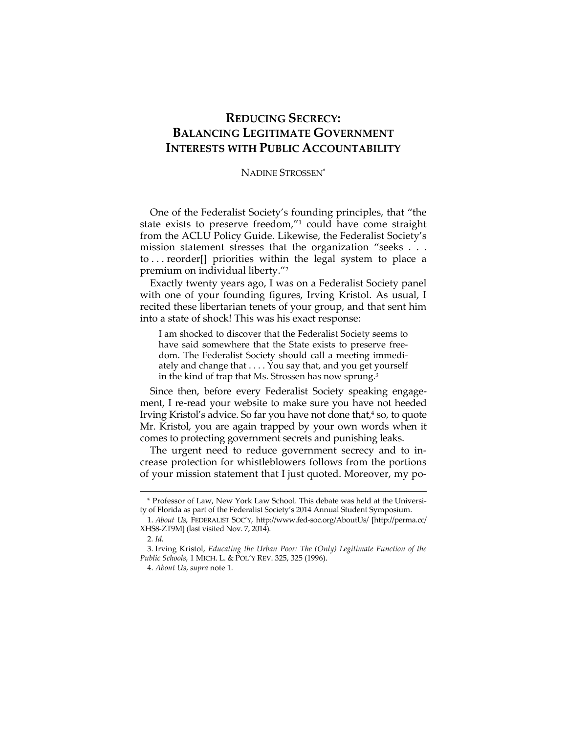# REDUCING SECRECY: BALANCING LEGITIMATE GOVERNMENT INTERESTS WITH PUBLIC ACCOUNTABILITY

NADINE STROSSEN*

One of the Federalist Society's founding principles, that "the state exists to preserve freedom,"[1] could have come straight from the ACLU Policy Guide. Likewise, the Federalist Society's mission statement stresses that the organization "seeks . . . to . . . reorder[] priorities within the legal system to place a premium on individual liberty."[2]

Exactly twenty years ago, I was on a Federalist Society panel with one of your founding figures, Irving Kristol. As usual, I recited these libertarian tenets of your group, and that sent him into a state of shock! This was his exact response:

> I am shocked to discover that the Federalist Society seems to have said somewhere that the State exists to preserve freedom. The Federalist Society should call a meeting immediately and change that . . . . You say that, and you get yourself in the kind of trap that Ms. Strossen has now sprung.[3]

Since then, before every Federalist Society speaking engagement, I re-read your website to make sure you have not heeded Irving Kristol's advice. So far you have not done that,[4] so, to quote Mr. Kristol, you are again trapped by your own words when it comes to protecting government secrets and punishing leaks.

The urgent need to reduce government secrecy and to increase protection for whistleblowers follows from the portions of your mission statement that I just quoted. Moreover, my po-

---

\* Professor of Law, New York Law School. This debate was held at the University of Florida as part of the Federalist Society's 2014 Annual Student Symposium.

1. *About Us*, FEDERALIST SOC'Y, http://www.fed-soc.org/AboutUs/ [http://perma.cc/XHS8-ZT9M] (last visited Nov. 7, 2014).

2. *Id.*

3. Irving Kristol, *Educating the Urban Poor: The (Only) Legitimate Function of the Public Schools*, 1 MICH. L. & POL'Y REV. 325, 325 (1996).

4. *About Us*, *supra* note 1.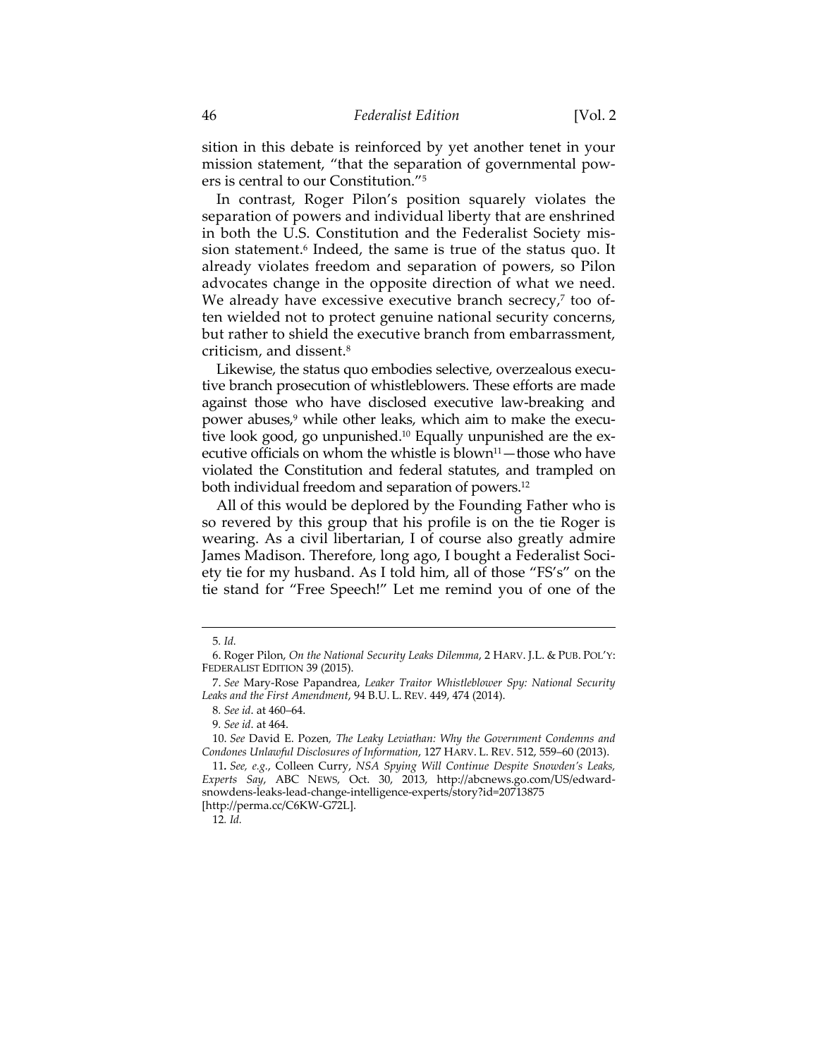sition in this debate is reinforced by yet another tenet in your mission statement, "that the separation of governmental powers is central to our Constitution."[5]

In contrast, Roger Pilon's position squarely violates the separation of powers and individual liberty that are enshrined in both the U.S. Constitution and the Federalist Society mission statement.[6] Indeed, the same is true of the status quo. It already violates freedom and separation of powers, so Pilon advocates change in the opposite direction of what we need. We already have excessive executive branch secrecy,[7] too often wielded not to protect genuine national security concerns, but rather to shield the executive branch from embarrassment, criticism, and dissent.[8]

Likewise, the status quo embodies selective, overzealous executive branch prosecution of whistleblowers. These efforts are made against those who have disclosed executive law-breaking and power abuses,[9] while other leaks, which aim to make the executive look good, go unpunished.[10] Equally unpunished are the executive officials on whom the whistle is blown[11]—those who have violated the Constitution and federal statutes, and trampled on both individual freedom and separation of powers.[12]

All of this would be deplored by the Founding Father who is so revered by this group that his profile is on the tie Roger is wearing. As a civil libertarian, I of course also greatly admire James Madison. Therefore, long ago, I bought a Federalist Society tie for my husband. As I told him, all of those "FS's" on the tie stand for "Free Speech!" Let me remind you of one of the

---

5. *Id.*

6. Roger Pilon, *On the National Security Leaks Dilemma*, 2 HARV. J.L. & PUB. POL'Y: FEDERALIST EDITION 39 (2015).

7. *See* Mary-Rose Papandrea, *Leaker Traitor Whistleblower Spy: National Security Leaks and the First Amendment*, 94 B.U. L. REV. 449, 474 (2014).

8. *See id*. at 460–64.

9. *See id*. at 464.

10. *See* David E. Pozen, *The Leaky Leviathan: Why the Government Condemns and Condones Unlawful Disclosures of Information*, 127 HARV. L. REV. 512, 559–60 (2013).

11. *See, e.g.*, Colleen Curry, *NSA Spying Will Continue Despite Snowden's Leaks, Experts Say*, ABC NEWS, Oct. 30, 2013, http://abcnews.go.com/US/edward-snowdens-leaks-lead-change-intelligence-experts/story?id=20713875 [http://perma.cc/C6KW-G72L].

12. *Id.*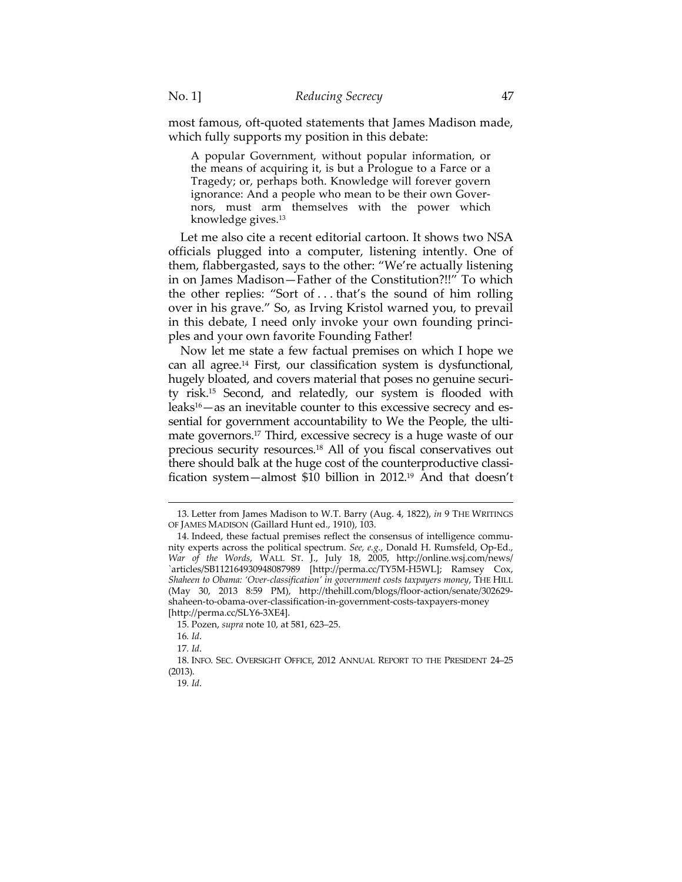most famous, oft-quoted statements that James Madison made, which fully supports my position in this debate:

> A popular Government, without popular information, or the means of acquiring it, is but a Prologue to a Farce or a Tragedy; or, perhaps both. Knowledge will forever govern ignorance: And a people who mean to be their own Governors, must arm themselves with the power which knowledge gives.[13]

Let me also cite a recent editorial cartoon. It shows two NSA officials plugged into a computer, listening intently. One of them, flabbergasted, says to the other: "We're actually listening in on James Madison—Father of the Constitution?!!" To which the other replies: "Sort of . . . that's the sound of him rolling over in his grave." So, as Irving Kristol warned you, to prevail in this debate, I need only invoke your own founding principles and your own favorite Founding Father!

Now let me state a few factual premises on which I hope we can all agree.[14] First, our classification system is dysfunctional, hugely bloated, and covers material that poses no genuine security risk.[15] Second, and relatedly, our system is flooded with leaks[16]—as an inevitable counter to this excessive secrecy and essential for government accountability to We the People, the ultimate governors.[17] Third, excessive secrecy is a huge waste of our precious security resources.[18] All of you fiscal conservatives out there should balk at the huge cost of the counterproductive classification system—almost $10 billion in 2012.[19] And that doesn't

---

13. Letter from James Madison to W.T. Barry (Aug. 4, 1822), *in* 9 THE WRITINGS OF JAMES MADISON (Gaillard Hunt ed., 1910), 103.

14. Indeed, these factual premises reflect the consensus of intelligence community experts across the political spectrum. *See, e.g.*, Donald H. Rumsfeld, Op-Ed., *War of the Words*, WALL ST. J., July 18, 2005, http://online.wsj.com/news/`articles/SB112164930948087989 [http://perma.cc/TY5M-H5WL]; Ramsey Cox, *Shaheen to Obama: 'Over-classification' in government costs taxpayers money*, THE HILL (May 30, 2013 8:59 PM), http://thehill.com/blogs/floor-action/senate/302629-shaheen-to-obama-over-classification-in-government-costs-taxpayers-money [http://perma.cc/SLY6-3XE4].

15. Pozen, *supra* note 10, at 581, 623–25.

16. *Id*.

17. *Id*.

18. INFO. SEC. OVERSIGHT OFFICE, 2012 ANNUAL REPORT TO THE PRESIDENT 24–25 (2013).

19. *Id*.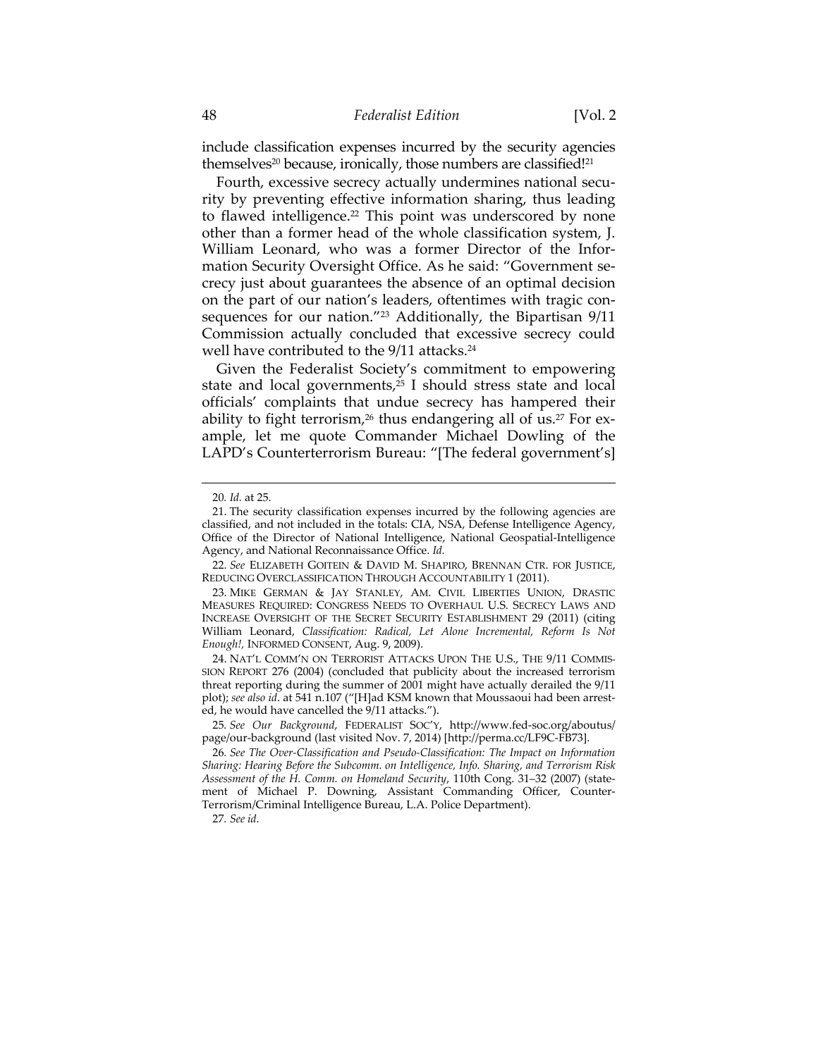include classification expenses incurred by the security agencies themselves[20] because, ironically, those numbers are classified![21]

Fourth, excessive secrecy actually undermines national security by preventing effective information sharing, thus leading to flawed intelligence.[22] This point was underscored by none other than a former head of the whole classification system, J. William Leonard, who was a former Director of the Information Security Oversight Office. As he said: "Government secrecy just about guarantees the absence of an optimal decision on the part of our nation's leaders, oftentimes with tragic consequences for our nation."[23] Additionally, the Bipartisan 9/11 Commission actually concluded that excessive secrecy could well have contributed to the 9/11 attacks.[24]

Given the Federalist Society's commitment to empowering state and local governments,[25] I should stress state and local officials' complaints that undue secrecy has hampered their ability to fight terrorism,[26] thus endangering all of us.[27] For example, let me quote Commander Michael Dowling of the LAPD's Counterterrorism Bureau: "[The federal government's]

---

20. *Id.* at 25.

21. The security classification expenses incurred by the following agencies are classified, and not included in the totals: CIA, NSA, Defense Intelligence Agency, Office of the Director of National Intelligence, National Geospatial-Intelligence Agency, and National Reconnaissance Office. *Id.*

22. *See* ELIZABETH GOITEIN & DAVID M. SHAPIRO, BRENNAN CTR. FOR JUSTICE, REDUCING OVERCLASSIFICATION THROUGH ACCOUNTABILITY 1 (2011).

23. MIKE GERMAN & JAY STANLEY, AM. CIVIL LIBERTIES UNION, DRASTIC MEASURES REQUIRED: CONGRESS NEEDS TO OVERHAUL U.S. SECRECY LAWS AND INCREASE OVERSIGHT OF THE SECRET SECURITY ESTABLISHMENT 29 (2011) (citing William Leonard, *Classification: Radical, Let Alone Incremental, Reform Is Not Enough!*, INFORMED CONSENT, Aug. 9, 2009).

24. NAT'L COMM'N ON TERRORIST ATTACKS UPON THE U.S., THE 9/11 COMMISSION REPORT 276 (2004) (concluded that publicity about the increased terrorism threat reporting during the summer of 2001 might have actually derailed the 9/11 plot); *see also id*. at 541 n.107 ("[H]ad KSM known that Moussaoui had been arrested, he would have cancelled the 9/11 attacks.").

25. *See Our Background*, FEDERALIST SOC'Y, http://www.fed-soc.org/aboutus/page/our-background (last visited Nov. 7, 2014) [http://perma.cc/LF9C-FB73].

26. *See The Over-Classification and Pseudo-Classification: The Impact on Information Sharing: Hearing Before the Subcomm. on Intelligence, Info. Sharing, and Terrorism Risk Assessment of the H. Comm. on Homeland Security*, 110th Cong. 31–32 (2007) (statement of Michael P. Downing, Assistant Commanding Officer, Counter-Terrorism/Criminal Intelligence Bureau, L.A. Police Department).

27. *See id*.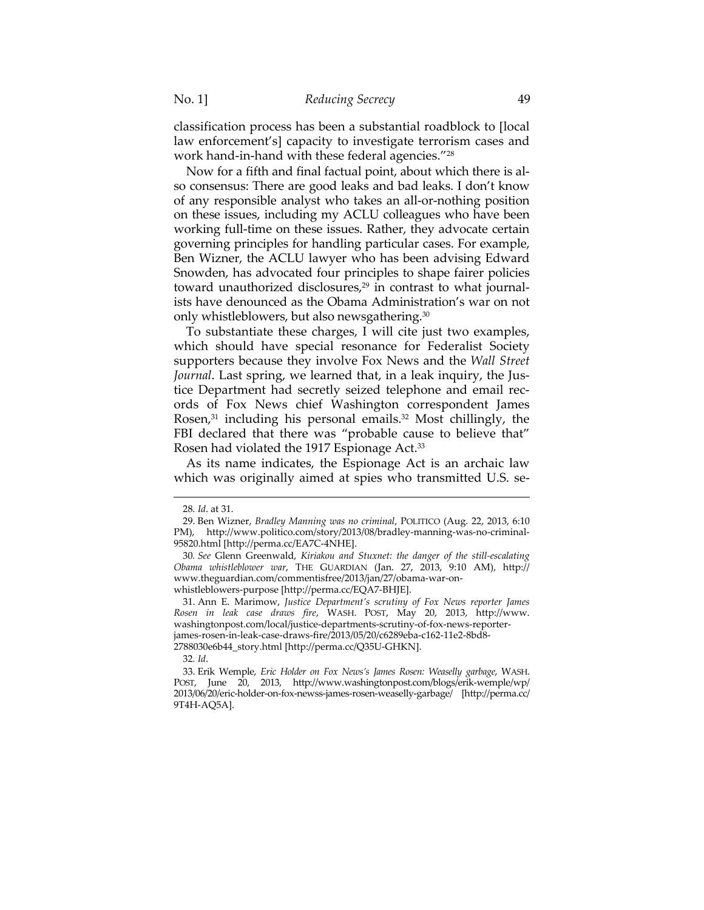classification process has been a substantial roadblock to [local law enforcement's] capacity to investigate terrorism cases and work hand-in-hand with these federal agencies."[28]

Now for a fifth and final factual point, about which there is also consensus: There are good leaks and bad leaks. I don't know of any responsible analyst who takes an all-or-nothing position on these issues, including my ACLU colleagues who have been working full-time on these issues. Rather, they advocate certain governing principles for handling particular cases. For example, Ben Wizner, the ACLU lawyer who has been advising Edward Snowden, has advocated four principles to shape fairer policies toward unauthorized disclosures,[29] in contrast to what journalists have denounced as the Obama Administration's war on not only whistleblowers, but also newsgathering.[30]

To substantiate these charges, I will cite just two examples, which should have special resonance for Federalist Society supporters because they involve Fox News and the *Wall Street Journal*. Last spring, we learned that, in a leak inquiry, the Justice Department had secretly seized telephone and email records of Fox News chief Washington correspondent James Rosen,[31] including his personal emails.[32] Most chillingly, the FBI declared that there was "probable cause to believe that" Rosen had violated the 1917 Espionage Act.[33]

As its name indicates, the Espionage Act is an archaic law which was originally aimed at spies who transmitted U.S. se-

---

28. *Id*. at 31.

29. Ben Wizner, *Bradley Manning was no criminal*, POLITICO (Aug. 22, 2013, 6:10 PM), http://www.politico.com/story/2013/08/bradley-manning-was-no-criminal-95820.html [http://perma.cc/EA7C-4NHE].

30. *See* Glenn Greenwald, *Kiriakou and Stuxnet: the danger of the still-escalating Obama whistleblower war*, THE GUARDIAN (Jan. 27, 2013, 9:10 AM), http://www.theguardian.com/commentisfree/2013/jan/27/obama-war-on-whistleblowers-purpose [http://perma.cc/EQA7-BHJE].

31. Ann E. Marimow, *Justice Department's scrutiny of Fox News reporter James Rosen in leak case draws fire*, WASH. POST, May 20, 2013, http://www.washingtonpost.com/local/justice-departments-scrutiny-of-fox-news-reporter-james-rosen-in-leak-case-draws-fire/2013/05/20/c6289eba-c162-11e2-8bd8-2788030e6b44_story.html [http://perma.cc/Q35U-GHKN].

32. *Id*.

33. Erik Wemple, *Eric Holder on Fox News's James Rosen: Weaselly garbage*, WASH. POST, June 20, 2013, http://www.washingtonpost.com/blogs/erik-wemple/wp/2013/06/20/eric-holder-on-fox-newss-james-rosen-weaselly-garbage/ [http://perma.cc/9T4H-AQ5A].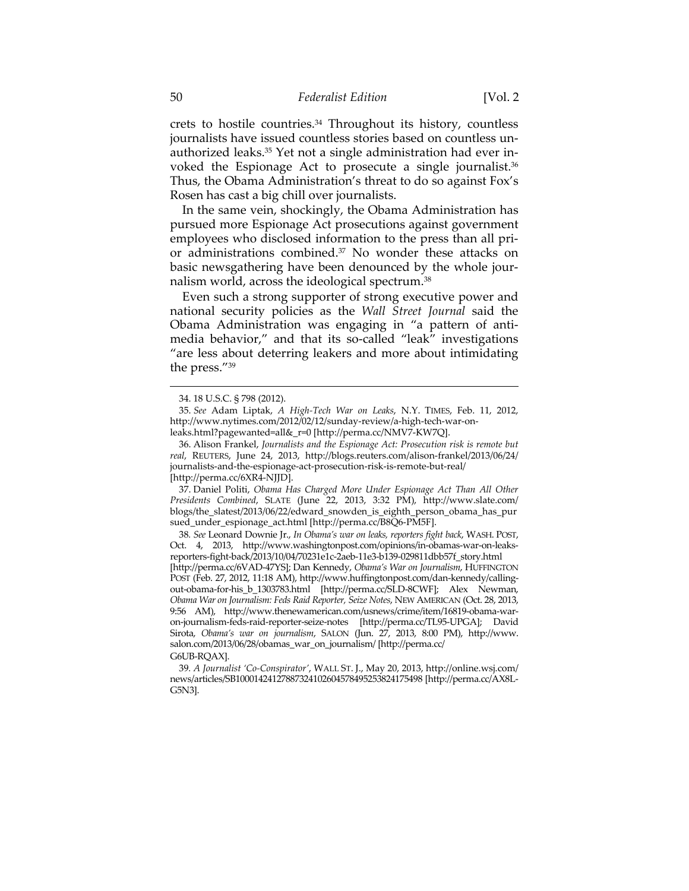crets to hostile countries.[34] Throughout its history, countless journalists have issued countless stories based on countless unauthorized leaks.[35] Yet not a single administration had ever invoked the Espionage Act to prosecute a single journalist.[36] Thus, the Obama Administration's threat to do so against Fox's Rosen has cast a big chill over journalists.

In the same vein, shockingly, the Obama Administration has pursued more Espionage Act prosecutions against government employees who disclosed information to the press than all prior administrations combined.[37] No wonder these attacks on basic newsgathering have been denounced by the whole journalism world, across the ideological spectrum.[38]

Even such a strong supporter of strong executive power and national security policies as the *Wall Street Journal* said the Obama Administration was engaging in "a pattern of anti-media behavior," and that its so-called "leak" investigations "are less about deterring leakers and more about intimidating the press."[39]

---

34. 18 U.S.C. § 798 (2012).

35. *See* Adam Liptak, *A High-Tech War on Leaks*, N.Y. TIMES, Feb. 11, 2012, http://www.nytimes.com/2012/02/12/sunday-review/a-high-tech-war-on-leaks.html?pagewanted=all&_r=0 [http://perma.cc/NMV7-KW7Q].

36. Alison Frankel, *Journalists and the Espionage Act: Prosecution risk is remote but real*, REUTERS, June 24, 2013, http://blogs.reuters.com/alison-frankel/2013/06/24/journalists-and-the-espionage-act-prosecution-risk-is-remote-but-real/ [http://perma.cc/6XR4-NJJD].

37. Daniel Politi, *Obama Has Charged More Under Espionage Act Than All Other Presidents Combined*, SLATE (June 22, 2013, 3:32 PM), http://www.slate.com/blogs/the_slatest/2013/06/22/edward_snowden_is_eighth_person_obama_has_pursued_under_espionage_act.html [http://perma.cc/B8Q6-PM5F].

38. *See* Leonard Downie Jr., *In Obama's war on leaks, reporters fight back*, WASH. POST, Oct. 4, 2013, http://www.washingtonpost.com/opinions/in-obamas-war-on-leaks-reporters-fight-back/2013/10/04/70231e1c-2aeb-11e3-b139-029811dbb57f_story.html [http://perma.cc/6VAD-47YS]; Dan Kennedy, *Obama's War on Journalism*, HUFFINGTON POST (Feb. 27, 2012, 11:18 AM), http://www.huffingtonpost.com/dan-kennedy/calling-out-obama-for-his_b_1303783.html [http://perma.cc/SLD-8CWF]; Alex Newman, *Obama War on Journalism: Feds Raid Reporter, Seize Notes*, NEW AMERICAN (Oct. 28, 2013, 9:56 AM), http://www.thenewamerican.com/usnews/crime/item/16819-obama-war-on-journalism-feds-raid-reporter-seize-notes [http://perma.cc/TL95-UPGA]; David Sirota, *Obama's war on journalism*, SALON (Jun. 27, 2013, 8:00 PM), http://www.salon.com/2013/06/28/obamas_war_on_journalism/ [http://perma.cc/G6UB-RQAX].

39. *A Journalist 'Co-Conspirator'*, WALL ST. J., May 20, 2013, http://online.wsj.com/news/articles/SB10001424127887324102604578495253824175498 [http://perma.cc/AX8L-G5N3].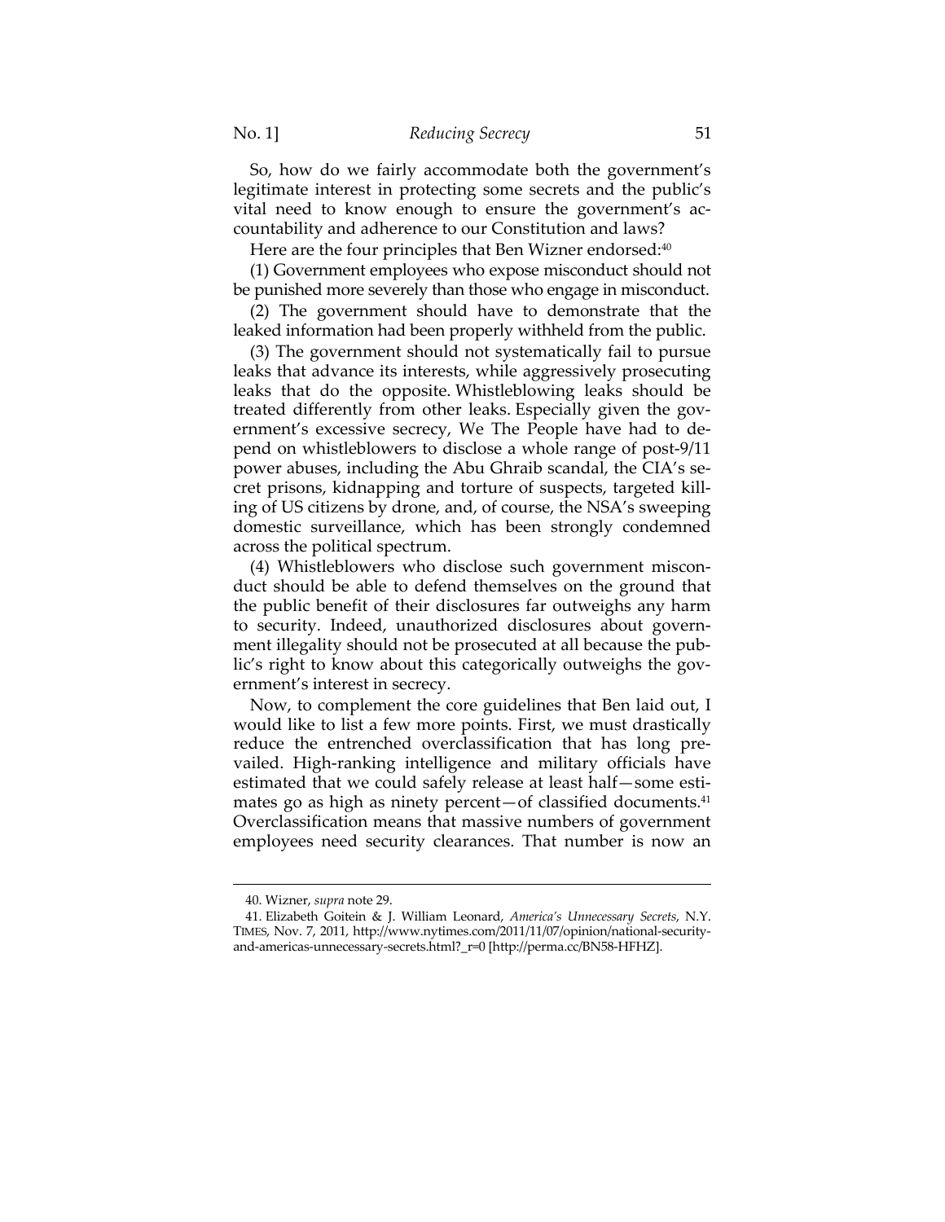So, how do we fairly accommodate both the government's legitimate interest in protecting some secrets and the public's vital need to know enough to ensure the government's accountability and adherence to our Constitution and laws?

Here are the four principles that Ben Wizner endorsed:[40]

(1) Government employees who expose misconduct should not be punished more severely than those who engage in misconduct.

(2) The government should have to demonstrate that the leaked information had been properly withheld from the public.

(3) The government should not systematically fail to pursue leaks that advance its interests, while aggressively prosecuting leaks that do the opposite. Whistleblowing leaks should be treated differently from other leaks. Especially given the government's excessive secrecy, We The People have had to depend on whistleblowers to disclose a whole range of post-9/11 power abuses, including the Abu Ghraib scandal, the CIA's secret prisons, kidnapping and torture of suspects, targeted killing of US citizens by drone, and, of course, the NSA's sweeping domestic surveillance, which has been strongly condemned across the political spectrum.

(4) Whistleblowers who disclose such government misconduct should be able to defend themselves on the ground that the public benefit of their disclosures far outweighs any harm to security. Indeed, unauthorized disclosures about government illegality should not be prosecuted at all because the public's right to know about this categorically outweighs the government's interest in secrecy.

Now, to complement the core guidelines that Ben laid out, I would like to list a few more points. First, we must drastically reduce the entrenched overclassification that has long prevailed. High-ranking intelligence and military officials have estimated that we could safely release at least half—some estimates go as high as ninety percent—of classified documents.[41] Overclassification means that massive numbers of government employees need security clearances. That number is now an

---

40. Wizner, *supra* note 29.

41. Elizabeth Goitein & J. William Leonard, *America's Unnecessary Secrets*, N.Y. TIMES, Nov. 7, 2011, http://www.nytimes.com/2011/11/07/opinion/national-security-and-americas-unnecessary-secrets.html?_r=0 [http://perma.cc/BN58-HFHZ].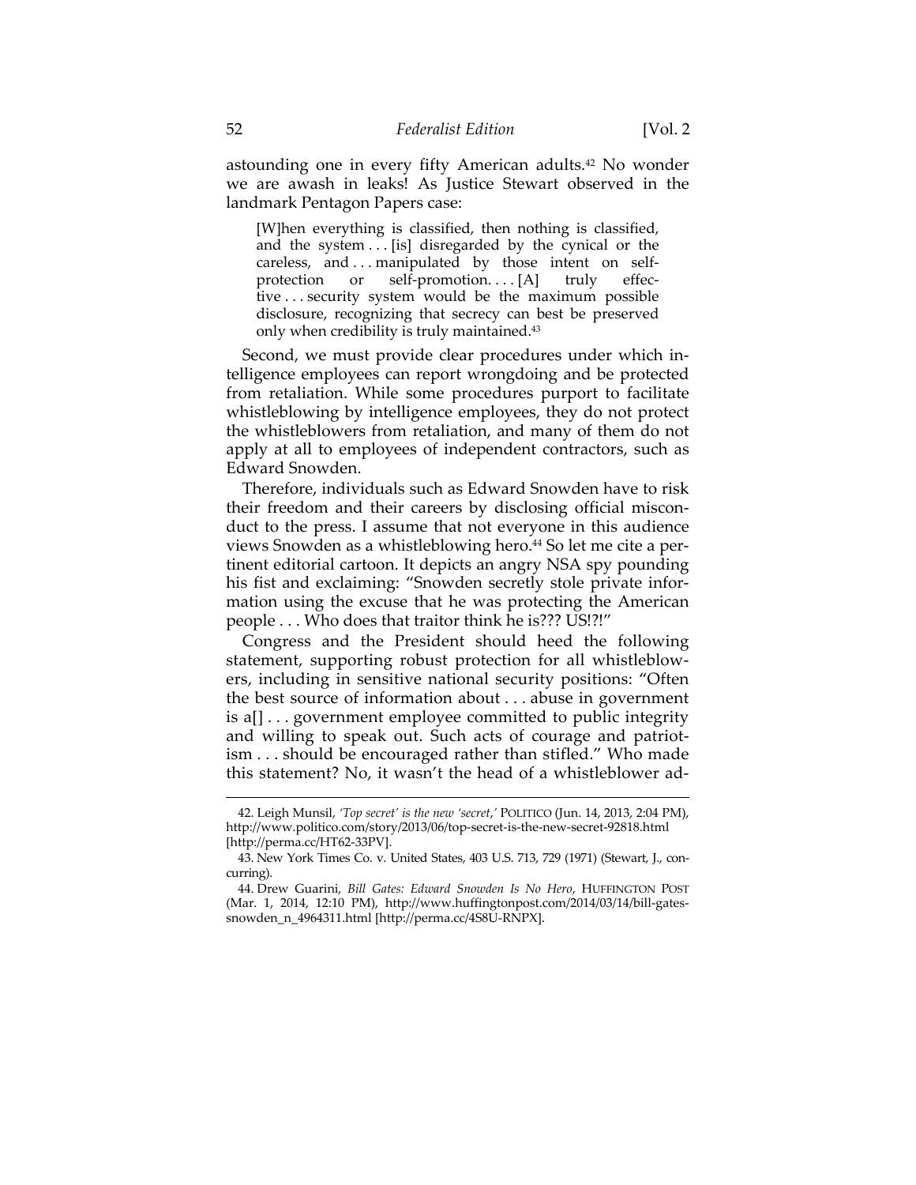astounding one in every fifty American adults.[42] No wonder we are awash in leaks! As Justice Stewart observed in the landmark Pentagon Papers case:

> [W]hen everything is classified, then nothing is classified, and the system . . . [is] disregarded by the cynical or the careless, and . . . manipulated by those intent on self-protection or self-promotion. . . . [A] truly effective . . . security system would be the maximum possible disclosure, recognizing that secrecy can best be preserved only when credibility is truly maintained.[43]

Second, we must provide clear procedures under which intelligence employees can report wrongdoing and be protected from retaliation. While some procedures purport to facilitate whistleblowing by intelligence employees, they do not protect the whistleblowers from retaliation, and many of them do not apply at all to employees of independent contractors, such as Edward Snowden.

Therefore, individuals such as Edward Snowden have to risk their freedom and their careers by disclosing official misconduct to the press. I assume that not everyone in this audience views Snowden as a whistleblowing hero.[44] So let me cite a pertinent editorial cartoon. It depicts an angry NSA spy pounding his fist and exclaiming: "Snowden secretly stole private information using the excuse that he was protecting the American people . . . Who does that traitor think he is??? US!?!"

Congress and the President should heed the following statement, supporting robust protection for all whistleblowers, including in sensitive national security positions: "Often the best source of information about . . . abuse in government is a[] . . . government employee committed to public integrity and willing to speak out. Such acts of courage and patriotism . . . should be encouraged rather than stifled." Who made this statement? No, it wasn't the head of a whistleblower ad-

---

42. Leigh Munsil, *'Top secret' is the new 'secret,'* POLITICO (Jun. 14, 2013, 2:04 PM), http://www.politico.com/story/2013/06/top-secret-is-the-new-secret-92818.html [http://perma.cc/HT62-33PV].

43. New York Times Co. v. United States, 403 U.S. 713, 729 (1971) (Stewart, J., concurring).

44. Drew Guarini, *Bill Gates: Edward Snowden Is No Hero*, HUFFINGTON POST (Mar. 1, 2014, 12:10 PM), http://www.huffingtonpost.com/2014/03/14/bill-gates-snowden_n_4964311.html [http://perma.cc/4S8U-RNPX].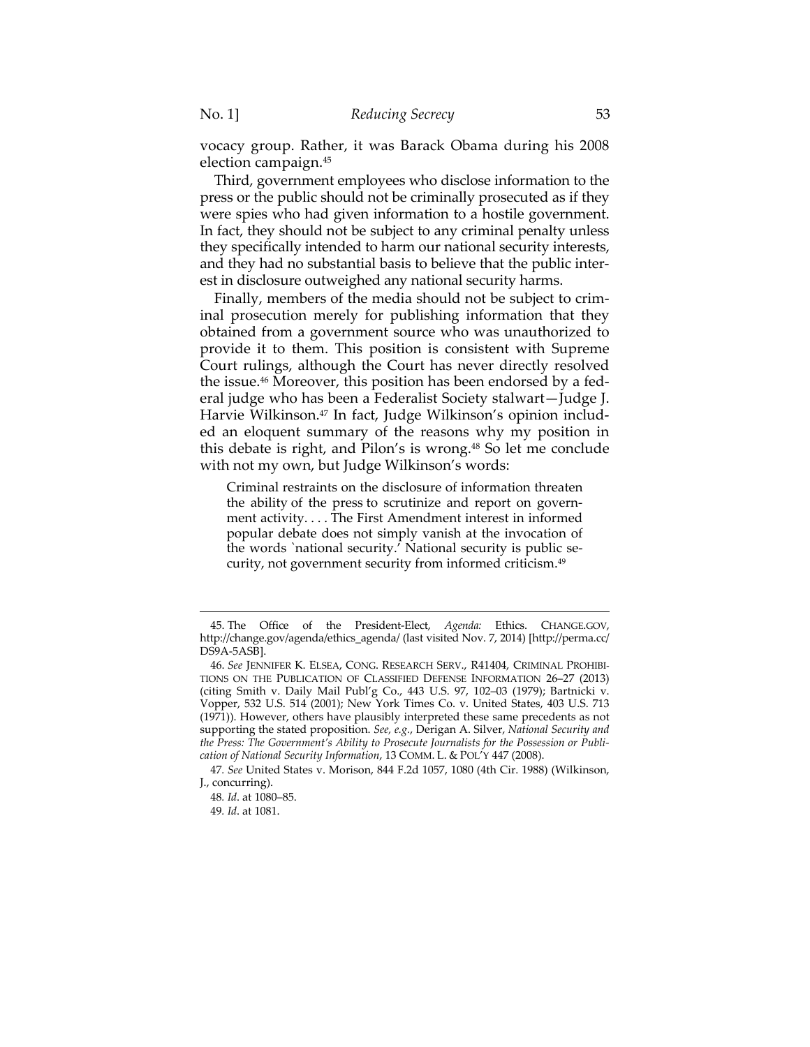vocacy group. Rather, it was Barack Obama during his 2008 election campaign.[45]

Third, government employees who disclose information to the press or the public should not be criminally prosecuted as if they were spies who had given information to a hostile government. In fact, they should not be subject to any criminal penalty unless they specifically intended to harm our national security interests, and they had no substantial basis to believe that the public interest in disclosure outweighed any national security harms.

Finally, members of the media should not be subject to criminal prosecution merely for publishing information that they obtained from a government source who was unauthorized to provide it to them. This position is consistent with Supreme Court rulings, although the Court has never directly resolved the issue.[46] Moreover, this position has been endorsed by a federal judge who has been a Federalist Society stalwart—Judge J. Harvie Wilkinson.[47] In fact, Judge Wilkinson's opinion included an eloquent summary of the reasons why my position in this debate is right, and Pilon's is wrong.[48] So let me conclude with not my own, but Judge Wilkinson's words:

> Criminal restraints on the disclosure of information threaten the ability of the press to scrutinize and report on government activity. . . . The First Amendment interest in informed popular debate does not simply vanish at the invocation of the words `national security.' National security is public security, not government security from informed criticism.[49]

---

45. The Office of the President-Elect, *Agenda:* Ethics. CHANGE.GOV, http://change.gov/agenda/ethics_agenda/ (last visited Nov. 7, 2014) [http://perma.cc/DS9A-5ASB].

46. *See* JENNIFER K. ELSEA, CONG. RESEARCH SERV., R41404, CRIMINAL PROHIBITIONS ON THE PUBLICATION OF CLASSIFIED DEFENSE INFORMATION 26–27 (2013) (citing Smith v. Daily Mail Publ'g Co., 443 U.S. 97, 102–03 (1979); Bartnicki v. Vopper, 532 U.S. 514 (2001); New York Times Co. v. United States, 403 U.S. 713 (1971)). However, others have plausibly interpreted these same precedents as not supporting the stated proposition. *See, e.g.*, Derigan A. Silver, *National Security and the Press: The Government's Ability to Prosecute Journalists for the Possession or Publication of National Security Information*, 13 COMM. L. & POL'Y 447 (2008).

47. *See* United States v. Morison, 844 F.2d 1057, 1080 (4th Cir. 1988) (Wilkinson, J., concurring).

48. *Id*. at 1080–85.

49. *Id*. at 1081.